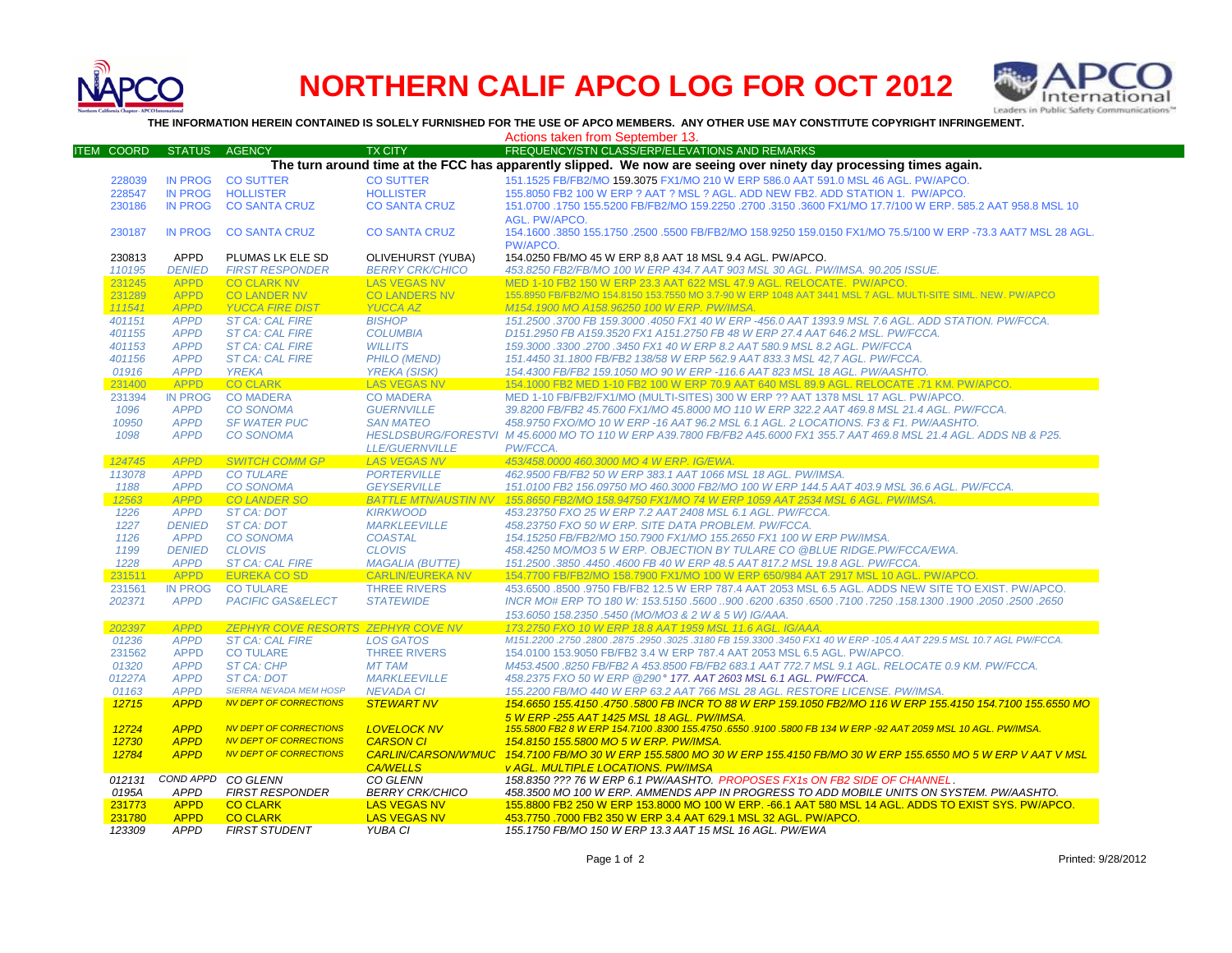# NORTHERN CALIF APCO LOG FOR OCT 2012

**THE INFORMATION HEREIN CONTAINED IS SOLELY FURNISHED FOR THE USE OF APCO MEMBERS. ANY OTHER USE MAY CONSTITUTE COPYRIGHT INFRINGEMENT.**

Actions taken from September 13.

| ITEM | COORD | STATUS | AGENCY | TX CITY | FREQUENCY/STN CLASS/ERP/ELEVATIONS AND REMARKS |
|---|---|---|---|---|---|
| | | | | | **The turn around time at the FCC has apparently slipped. We now are seeing over ninety day processing times again.** |
| | 228039 | IN PROG | CO SUTTER | CO SUTTER | 151.1525 FB/FB2/MO 159.3075 FX1/MO 210 W ERP 586.0 AAT 591.0 MSL 46 AGL. PW/APCO. |
| | 228547 | IN PROG | HOLLISTER | HOLLISTER | 155.8050 FB2 100 W ERP ? AAT ? MSL ? AGL. ADD NEW FB2. ADD STATION 1. PW/APCO. |
| | 230186 | IN PROG | CO SANTA CRUZ | CO SANTA CRUZ | 151.0700 .1750 155.5200 FB/FB2/MO 159.2250 .2700 .3150 .3600 FX1/MO 17.7/100 W ERP. 585.2 AAT 958.8 MSL 10 AGL. PW/APCO. |
| | 230187 | IN PROG | CO SANTA CRUZ | CO SANTA CRUZ | 154.1600 .3850 155.1750 .2500 .5500 FB/FB2/MO 158.9250 159.0150 FX1/MO 75.5/100 W ERP -73.3 AAT7 MSL 28 AGL. PW/APCO. |
| | 230813 | APPD | PLUMAS LK ELE SD | OLIVEHURST (YUBA) | 154.0250 FB/MO 45 W ERP 8,8 AAT 18 MSL 9.4 AGL. PW/APCO. |
| | *110195* | *DENIED* | *FIRST RESPONDER* | *BERRY CRK/CHICO* | *453.8250 FB2/FB/MO 100 W ERP 434.7 AAT 903 MSL 30 AGL. PW/IMSA. 90.205 ISSUE.* |
| | 231245 | APPD | CO CLARK NV | LAS VEGAS NV | MED 1-10 FB2 150 W ERP 23.3 AAT 622 MSL 47.9 AGL. RELOCATE. PW/APCO. |
| | 231289 | APPD | CO LANDER NV | CO LANDERS NV | 155.8950 FB/FB2/MO 154.8150 153.7550 MO 3.7-90 W ERP 1048 AAT 3441 MSL 7 AGL. MULTI-SITE SIML. NEW. PW/APCO |
| | *111541* | *APPD* | *YUCCA FIRE DIST* | *YUCCA AZ* | *M154.1900 MO A158.96250 100 W ERP. PW/IMSA.* |
| | *401151* | *APPD* | *ST CA: CAL FIRE* | *BISHOP* | *151.2500 .3700 FB 159.3000 .4050 FX1 40 W ERP -456.0 AAT 1393.9 MSL 7.6 AGL. ADD STATION. PW/FCCA.* |
| | *401155* | *APPD* | *ST CA: CAL FIRE* | *COLUMBIA* | *D151.2950 FB A159.3520 FX1 A151.2750 FB 48 W ERP 27.4 AAT 646.2 MSL. PW/FCCA.* |
| | *401153* | *APPD* | *ST CA: CAL FIRE* | *WILLITS* | *159.3000 .3300 .2700 .3450 FX1 40 W ERP 8.2 AAT 580.9 MSL 8.2 AGL. PW/FCCA* |
| | *401156* | *APPD* | *ST CA: CAL FIRE* | *PHILO (MEND)* | *151.4450 31.1800 FB/FB2 138/58 W ERP 562.9 AAT 833.3 MSL 42,7 AGL. PW/FCCA.* |
| | *01916* | *APPD* | *YREKA* | *YREKA (SISK)* | *154.4300 FB/FB2 159.1050 MO 90 W ERP -116.6 AAT 823 MSL 18 AGL. PW/AASHTO.* |
| | 231400 | APPD | CO CLARK | LAS VEGAS NV | 154.1000 FB2 MED 1-10 FB2 100 W ERP 70.9 AAT 640 MSL 89.9 AGL. RELOCATE .71 KM. PW/APCO. |
| | 231394 | IN PROG | CO MADERA | CO MADERA | MED 1-10 FB/FB2/FX1/MO (MULTI-SITES) 300 W ERP ?? AAT 1378 MSL 17 AGL. PW/APCO. |
| | *1096* | *APPD* | *CO SONOMA* | *GUERNVILLE* | *39.8200 FB/FB2 45.7600 FX1/MO 45.8000 MO 110 W ERP 322.2 AAT 469.8 MSL 21.4 AGL. PW/FCCA.* |
| | *10950* | *APPD* | *SF WATER PUC* | *SAN MATEO* | *458.9750 FXO/MO 10 W ERP -16 AAT 96.2 MSL 6.1 AGL. 2 LOCATIONS. F3 & F1. PW/AASHTO.* |
| | *1098* | *APPD* | *CO SONOMA* | *HESLDSBURG/FORESTVILLE/GUERNVILLE* | *M 45.6000 MO TO 110 W ERP A39.7800 FB/FB2 A45.6000 FX1 355.7 AAT 469.8 MSL 21.4 AGL. ADDS NB & P25. PW/FCCA.* |
| | *124745* | *APPD* | *SWITCH COMM GP* | *LAS VEGAS NV* | *453/458.0000 460.3000 MO 4 W ERP. IG/EWA.* |
| | *113078* | *APPD* | *CO TULARE* | *PORTERVILLE* | *462.9500 FB/FB2 50 W ERP 383.1 AAT 1066 MSL 18 AGL. PW/IMSA.* |
| | *1188* | *APPD* | *CO SONOMA* | *GEYSERVILLE* | *151.0100 FB2 156.09750 MO 460.3000 FB2/MO 100 W ERP 144.5 AAT 403.9 MSL 36.6 AGL. PW/FCCA.* |
| | *12563* | *APPD* | *CO LANDER SO* | *BATTLE MTN/AUSTIN NV* | *155.8650 FB2/MO 158.94750 FX1/MO 74 W ERP 1059 AAT 2534 MSL 6 AGL. PW/IMSA.* |
| | *1226* | *APPD* | *ST CA: DOT* | *KIRKWOOD* | *453.23750 FXO 25 W ERP 7.2 AAT 2408 MSL 6.1 AGL. PW/FCCA.* |
| | *1227* | *DENIED* | *ST CA: DOT* | *MARKLEEVILLE* | *458.23750 FXO 50 W ERP. SITE DATA PROBLEM. PW/FCCA.* |
| | *1126* | *APPD* | *CO SONOMA* | *COASTAL* | *154.15250 FB/FB2/MO 150.7900 FX1/MO 155.2650 FX1 100 W ERP PW/IMSA.* |
| | *1199* | *DENIED* | *CLOVIS* | *CLOVIS* | *458.4250 MO/MO3 5 W ERP. OBJECTION BY TULARE CO @BLUE RIDGE.PW/FCCA/EWA.* |
| | *1228* | *APPD* | *ST CA: CAL FIRE* | *MAGALIA (BUTTE)* | *151.2500 .3850 .4450 .4600 FB 40 W ERP 48.5 AAT 817.2 MSL 19.8 AGL. PW/FCCA.* |
| | 231511 | APPD | EUREKA CO SD | CARLIN/EUREKA NV | 154.7700 FB/FB2/MO 158.7900 FX1/MO 100 W ERP 650/984 AAT 2917 MSL 10 AGL. PW/APCO. |
| | 231561 | IN PROG | CO TULARE | THREE RIVERS | 453.6500 .8500 .9750 FB/FB2 12.5 W ERP 787.4 AAT 2053 MSL 6.5 AGL. ADDS NEW SITE TO EXIST. PW/APCO. |
| | *202371* | *APPD* | *PACIFIC GAS&ELECT* | *STATEWIDE* | *INCR MO# ERP TO 180 W: 153.5150 .5600 ..900 .6200 .6350 .6500 .7100 .7250 .158.1300 .1900 .2050 .2500 .2650 153.6050 158.2350 .5450 (MO/MO3 & 2 W & 5 W) IG/AAA.* |
| | *202397* | *APPD* | *ZEPHYR COVE RESORTS* | *ZEPHYR COVE NV* | *173.2750 FXO 10 W ERP 18.8 AAT 1959 MSL 11.6 AGL. IG/AAA.* |
| | *01236* | *APPD* | *ST CA: CAL FIRE* | *LOS GATOS* | *M151.2200 .2750 .2800 .2875 .2950 .3025 .3180 FB 159.3300 .3450 FX1 40 W ERP -105.4 AAT 229.5 MSL 10.7 AGL PW/FCCA.* |
| | 231562 | APPD | CO TULARE | THREE RIVERS | 154.0100 153.9050 FB/FB2 3.4 W ERP 787.4 AAT 2053 MSL 6.5 AGL. PW/APCO. |
| | *01320* | *APPD* | *ST CA: CHP* | *MT TAM* | *M453.4500 .8250 FB/FB2 A 453.8500 FB/FB2 683.1 AAT 772.7 MSL 9.1 AGL. RELOCATE 0.9 KM. PW/FCCA.* |
| | *01227A* | *APPD* | *ST CA: DOT* | *MARKLEEVILLE* | *458.2375 FXO 50 W ERP @290° 177. AAT 2603 MSL 6.1 AGL. PW/FCCA.* |
| | *01163* | *APPD* | *SIERRA NEVADA MEM HOSP* | *NEVADA CI* | *155.2200 FB/MO 440 W ERP 63.2 AAT 766 MSL 28 AGL. RESTORE LICENSE. PW/IMSA.* |
| | *12715* | *APPD* | *NV DEPT OF CORRECTIONS* | *STEWART NV* | *154.6650 155.4150 .4750 .5800 FB INCR TO 88 W ERP 159.1050 FB2/MO 116 W ERP 155.4150 154.7100 155.6550 MO 5 W ERP -255 AAT 1425 MSL 18 AGL. PW/IMSA.* |
| | *12724* | *APPD* | *NV DEPT OF CORRECTIONS* | *LOVELOCK NV* | *155.5800 FB2 8 W ERP 154.7100 .8300 155.4750 .6550 .9100 .5800 FB 134 W ERP -92 AAT 2059 MSL 10 AGL. PW/IMSA.* |
| | *12730* | *APPD* | *NV DEPT OF CORRECTIONS* | *CARSON CI* | *154.8150 155.5800 MO 5 W ERP. PW/IMSA.* |
| | *12784* | *APPD* | *NV DEPT OF CORRECTIONS* | *CARLIN/CARSON/W'MUC CA/WELLS* | *154.7100 FB/MO 30 W ERP 155.5800 MO 30 W ERP 155.4150 FB/MO 30 W ERP 155.6550 MO 5 W ERP V AAT V MSL v AGL. MULTIPLE LOCATIONS. PW/IMSA* |
| | *012131* | *COND APPD* | *CO GLENN* | *CO GLENN* | *158.8350 ??? 76 W ERP 6.1 PW/AASHTO. PROPOSES FX1s ON FB2 SIDE OF CHANNEL.* |
| | *0195A* | *APPD* | *FIRST RESPONDER* | *BERRY CRK/CHICO* | *458.3500 MO 100 W ERP. AMMENDS APP IN PROGRESS TO ADD MOBILE UNITS ON SYSTEM. PW/AASHTO.* |
| | 231773 | APPD | CO CLARK | LAS VEGAS NV | 155.8800 FB2 250 W ERP 153.8000 MO 100 W ERP. -66.1 AAT 580 MSL 14 AGL. ADDS TO EXIST SYS. PW/APCO. |
| | 231780 | APPD | CO CLARK | LAS VEGAS NV | 453.7750 .7000 FB2 350 W ERP 3.4 AAT 629.1 MSL 32 AGL. PW/APCO. |
| | *123309* | *APPD* | *FIRST STUDENT* | *YUBA CI* | *155.1750 FB/MO 150 W ERP 13.3 AAT 15 MSL 16 AGL. PW/EWA* |

Printed: 9/28/2012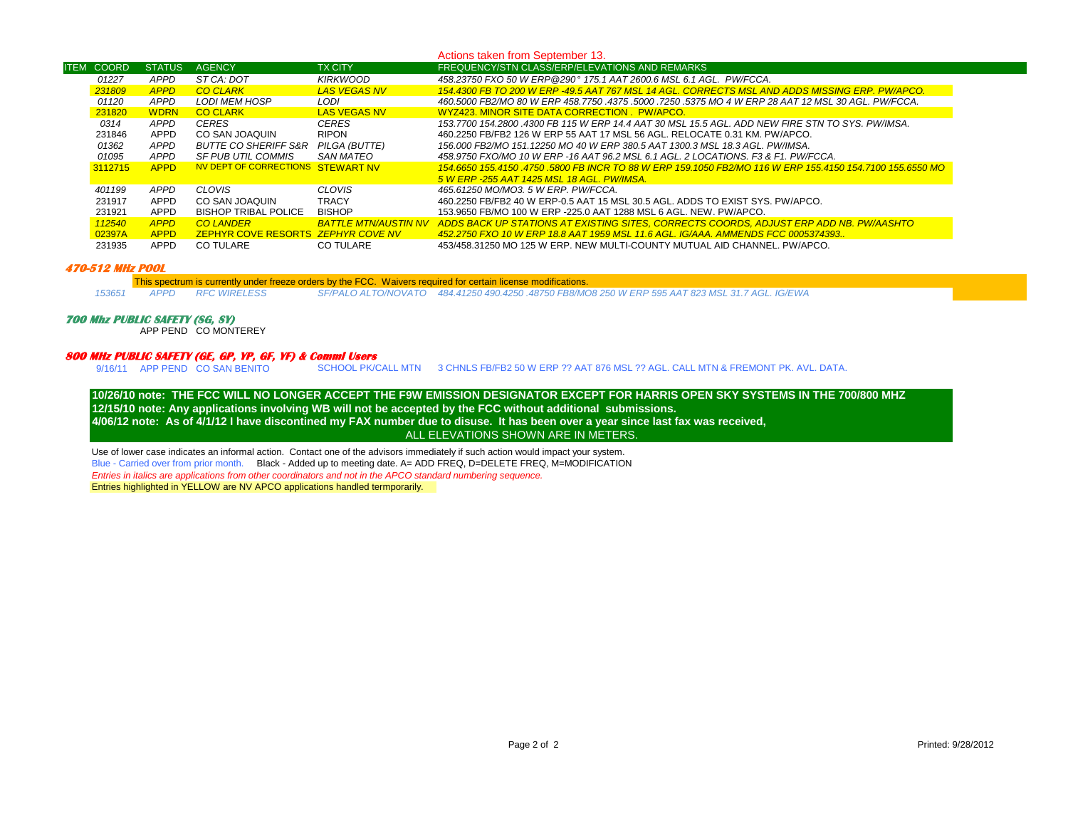Actions taken from September 13.

| ITEM | COORD | STATUS | AGENCY | TX CITY | FREQUENCY/STN CLASS/ERP/ELEVATIONS AND REMARKS |
|---|---|---|---|---|---|
| | *01227* | *APPD* | *ST CA: DOT* | *KIRKWOOD* | *458.23750 FXO 50 W ERP@290° 175.1 AAT 2600.6 MSL 6.1 AGL. PW/FCCA.* |
| | *231809* | *APPD* | *CO CLARK* | *LAS VEGAS NV* | *154.4300 FB TO 200 W ERP -49.5 AAT 767 MSL 14 AGL. CORRECTS MSL AND ADDS MISSING ERP. PW/APCO.* |
| | *01120* | *APPD* | *LODI MEM HOSP* | *LODI* | *460.5000 FB2/MO 80 W ERP 458.7750 .4375 .5000 .7250 .5375 MO 4 W ERP 28 AAT 12 MSL 30 AGL. PW/FCCA.* |
| | 231820 | WDRN | CO CLARK | LAS VEGAS NV | WYZ423. MINOR SITE DATA CORRECTION . PW/APCO. |
| | *0314* | *APPD* | *CERES* | *CERES* | *153.7700 154.2800 .4300 FB 115 W ERP 14.4 AAT 30 MSL 15.5 AGL. ADD NEW FIRE STN TO SYS. PW/IMSA.* |
| | 231846 | APPD | CO SAN JOAQUIN | RIPON | 460.2250 FB/FB2 126 W ERP 55 AAT 17 MSL 56 AGL. RELOCATE 0.31 KM. PW/APCO. |
| | *01362* | *APPD* | *BUTTE CO SHERIFF S&R* | *PILGA (BUTTE)* | *156.000 FB2/MO 151.12250 MO 40 W ERP 380.5 AAT 1300.3 MSL 18.3 AGL. PW/IMSA.* |
| | *01095* | *APPD* | *SF PUB UTIL COMMIS* | *SAN MATEO* | *458.9750 FXO/MO 10 W ERP -16 AAT 96.2 MSL 6.1 AGL. 2 LOCATIONS. F3 & F1. PW/FCCA.* |
| | 3112715 | APPD | NV DEPT OF CORRECTIONS | STEWART NV | *154.6650 155.4150 .4750 .5800 FB INCR TO 88 W ERP 159.1050 FB2/MO 116 W ERP 155.4150 154.7100 155.6550 MO 5 W ERP -255 AAT 1425 MSL 18 AGL. PW/IMSA.* |
| | *401199* | *APPD* | *CLOVIS* | *CLOVIS* | *465.61250 MO/MO3. 5 W ERP. PW/FCCA.* |
| | 231917 | APPD | CO SAN JOAQUIN | TRACY | 460.2250 FB/FB2 40 W ERP-0.5 AAT 15 MSL 30.5 AGL. ADDS TO EXIST SYS. PW/APCO. |
| | 231921 | APPD | BISHOP TRIBAL POLICE | BISHOP | 153.9650 FB/MO 100 W ERP -225.0 AAT 1288 MSL 6 AGL. NEW. PW/APCO. |
| | *112540* | *APPD* | *CO LANDER* | *BATTLE MTN/AUSTIN NV* | *ADDS BACK UP STATIONS AT EXISTING SITES, CORRECTS COORDS, ADJUST ERP ADD NB. PW/AASHTO* |
| | 02397A | APPD | ZEPHYR COVE RESORTS | *ZEPHYR COVE NV* | *452.2750 FXO 10 W ERP 18.8 AAT 1959 MSL 11.6 AGL. IG/AAA. AMMENDS FCC 0005374393..* |
| | 231935 | APPD | CO TULARE | CO TULARE | 453/458.31250 MO 125 W ERP. NEW MULTI-COUNTY MUTUAL AID CHANNEL. PW/APCO. |

### 470-512 MHz POOL

This spectrum is currently under freeze orders by the FCC. Waivers required for certain license modifications.

| | | | | |
|---|---|---|---|---|
| *153651* | *APPD* | *RFC WIRELESS* | *SF/PALO ALTO/NOVATO* | *484.41250 490.4250 .48750 FB8/MO8 250 W ERP 595 AAT 823 MSL 31.7 AGL. IG/EWA* |

### 700 Mhz PUBLIC SAFETY (SG, SY)

APP PEND CO MONTEREY

### 800 MHz PUBLIC SAFETY (GE, GP, YP, GF, YF) & Comml Users

| | | | | |
|---|---|---|---|---|
| 9/16/11 | APP PEND | CO SAN BENITO | SCHOOL PK/CALL MTN | 3 CHNLS FB/FB2 50 W ERP ?? AAT 876 MSL ?? AGL. CALL MTN & FREMONT PK. AVL. DATA. |

**10/26/10 note: THE FCC WILL NO LONGER ACCEPT THE F9W EMISSION DESIGNATOR EXCEPT FOR HARRIS OPEN SKY SYSTEMS IN THE 700/800 MHZ**
**12/15/10 note: Any applications involving WB will not be accepted by the FCC without additional submissions.**
**4/06/12 note: As of 4/1/12 I have discontined my FAX number due to disuse. It has been over a year since last fax was received,**
ALL ELEVATIONS SHOWN ARE IN METERS.

Use of lower case indicates an informal action. Contact one of the advisors immediately if such action would impact your system.
Blue - Carried over from prior month. Black - Added up to meeting date. A= ADD FREQ, D=DELETE FREQ, M=MODIFICATION
*Entries in italics are applications from other coordinators and not in the APCO standard numbering sequence.*
Entries highlighted in YELLOW are NV APCO applications handled termporarily.

Printed: 9/28/2012